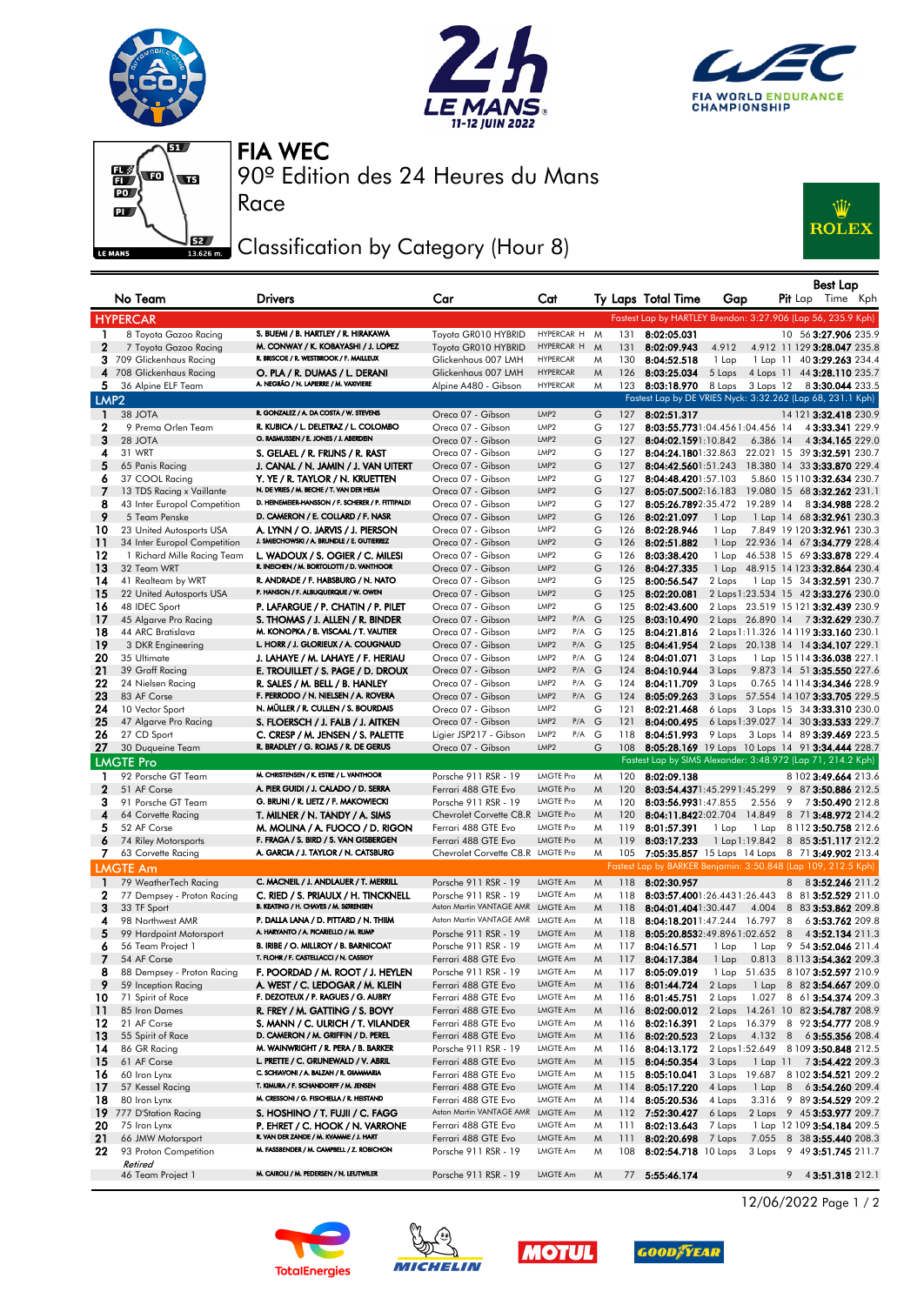# FIA WEC

90º Edition des 24 Heures du Mans

Race

## Classification by Category (Hour 8)

| No | Team | Drivers | Car | Cat | Ty | Laps | Total Time | Gap | | Pit | Best Lap Lap | Time | Kph |
|---|---|---|---|---|---|---|---|---|---|---|---|---|---|
| **HYPERCAR** | | | | | | | Fastest Lap by HARTLEY Brendon: 3:27.906 (Lap 56, 235.9 Kph) | | | | | | |
| 1 | 8 Toyota Gazoo Racing | S. BUEMI / B. HARTLEY / R. HIRAKAWA | Toyota GR010 HYBRID | HYPERCAR H | M | 131 | 8:02:05.031 | | | 10 | 56 | 3:27.906 | 235.9 |
| 2 | 7 Toyota Gazoo Racing | M. CONWAY / K. KOBAYASHI / J. LOPEZ | Toyota GR010 HYBRID | HYPERCAR H | M | 131 | 8:02:09.943 | 4.912 | 4.912 | 11 | 129 | 3:28.047 | 235.8 |
| 3 | 709 Glickenhaus Racing | R. BRISCOE / R. WESTBROOK / F. MAILLEUX | Glickenhaus 007 LMH | HYPERCAR | M | 130 | 8:04:52.518 | 1 Lap | 1 Lap | 11 | 40 | 3:29.263 | 234.4 |
| 4 | 708 Glickenhaus Racing | O. PLA / R. DUMAS / L. DERANI | Glickenhaus 007 LMH | HYPERCAR | M | 126 | 8:03:25.034 | 5 Laps | 4 Laps | 11 | 44 | 3:28.110 | 235.7 |
| 5 | 36 Alpine ELF Team | A. NEGRÃO / N. LAPIERRE / M. VAXIVIERE | Alpine A480 - Gibson | HYPERCAR | M | 123 | 8:03:18.970 | 8 Laps | 3 Laps | 12 | 8 | 3:30.044 | 233.5 |
| **LMP2** | | | | | | | Fastest Lap by DE VRIES Nyck: 3:32.262 (Lap 68, 231.1 Kph) | | | | | | |
| 1 | 38 JOTA | R. GONZALEZ / A. DA COSTA / W. STEVENS | Oreca 07 - Gibson | LMP2 | G | 127 | 8:02:51.317 | | | 14 | 121 | 3:32.418 | 230.9 |
| 2 | 9 Prema Orlen Team | R. KUBICA / L. DELETRAZ / L. COLOMBO | Oreca 07 - Gibson | LMP2 | G | 127 | 8:03:55.773 | 1:04.456 | 1:04.456 | 14 | 4 | 3:33.341 | 229.9 |
| 3 | 28 JOTA | O. RASMUSSEN / E. JONES / J. ABERDEIN | Oreca 07 - Gibson | LMP2 | G | 127 | 8:04:02.159 | 1:10.842 | 6.386 | 14 | 4 | 3:34.165 | 229.0 |
| 4 | 31 WRT | S. GELAEL / R. FRIJNS / R. RAST | Oreca 07 - Gibson | LMP2 | G | 127 | 8:04:24.180 | 1:32.863 | 22.021 | 15 | 39 | 3:32.591 | 230.7 |
| 5 | 65 Panis Racing | J. CANAL / N. JAMIN / J. VAN UITERT | Oreca 07 - Gibson | LMP2 | G | 127 | 8:04:42.560 | 1:51.243 | 18.380 | 14 | 33 | 3:33.870 | 229.4 |
| 6 | 37 COOL Racing | Y. YE / R. TAYLOR / N. KRUETTEN | Oreca 07 - Gibson | LMP2 | G | 127 | 8:04:48.420 | 1:57.103 | 5.860 | 15 | 110 | 3:32.634 | 230.7 |
| 7 | 13 TDS Racing x Vaillante | N. DE VRIES / M. BECHE / T. VAN DER HELM | Oreca 07 - Gibson | LMP2 | G | 127 | 8:05:07.500 | 2:16.183 | 19.080 | 15 | 68 | 3:32.262 | 231.1 |
| 8 | 43 Inter Europol Competition | D. HEINEMEIER-HANSSON / F. SCHERER / P. FITTIPALDI | Oreca 07 - Gibson | LMP2 | G | 127 | 8:05:26.789 | 2:35.472 | 19.289 | 14 | 8 | 3:34.988 | 228.2 |
| 9 | 5 Team Penske | D. CAMERON / E. COLLARD / F. NASR | Oreca 07 - Gibson | LMP2 | G | 126 | 8:02:21.097 | 1 Lap | 1 Lap | 14 | 68 | 3:32.961 | 230.3 |
| 10 | 23 United Autosports USA | A. LYNN / O. JARVIS / J. PIERSON | Oreca 07 - Gibson | LMP2 | G | 126 | 8:02:28.946 | 1 Lap | 7.849 | 19 | 120 | 3:32.961 | 230.3 |
| 11 | 34 Inter Europol Competition | J. SMIECHOWSKI / A. BRUNDLE / E. GUTIERREZ | Oreca 07 - Gibson | LMP2 | G | 126 | 8:02:51.882 | 1 Lap | 22.936 | 14 | 67 | 3:34.779 | 228.4 |
| 12 | 1 Richard Mille Racing Team | L. WADOUX / S. OGIER / C. MILESI | Oreca 07 - Gibson | LMP2 | G | 126 | 8:03:38.420 | 1 Lap | 46.538 | 15 | 69 | 3:33.878 | 229.4 |
| 13 | 32 Team WRT | R. INEICHEN / M. BORTOLOTTI / D. VANTHOOR | Oreca 07 - Gibson | LMP2 | G | 126 | 8:04:27.335 | 1 Lap | 48.915 | 14 | 123 | 3:32.864 | 230.4 |
| 14 | 41 Realteam by WRT | R. ANDRADE / F. HABSBURG / N. NATO | Oreca 07 - Gibson | LMP2 | G | 125 | 8:00:56.547 | 2 Laps | 1 Lap | 15 | 34 | 3:32.591 | 230.7 |
| 15 | 22 United Autosports USA | P. HANSON / F. ALBUQUERQUE / W. OWEN | Oreca 07 - Gibson | LMP2 | G | 125 | 8:02:20.081 | 2 Laps | 1:23.534 | 15 | 42 | 3:33.276 | 230.0 |
| 16 | 48 IDEC Sport | P. LAFARGUE / P. CHATIN / P. PILET | Oreca 07 - Gibson | LMP2 | G | 125 | 8:02:43.600 | 2 Laps | 23.519 | 15 | 121 | 3:32.439 | 230.9 |
| 17 | 45 Algarve Pro Racing | S. THOMAS / J. ALLEN / R. BINDER | Oreca 07 - Gibson | LMP2 P/A | G | 125 | 8:03:10.490 | 2 Laps | 26.890 | 14 | 7 | 3:32.629 | 230.7 |
| 18 | 44 ARC Bratislava | M. KONOPKA / B. VISCAAL / T. VAUTIER | Oreca 07 - Gibson | LMP2 P/A | G | 125 | 8:04:21.816 | 2 Laps | 1:11.326 | 14 | 119 | 3:33.160 | 230.1 |
| 19 | 3 DKR Engineering | L. HORR / J. GLORIEUX / A. COUGNAUD | Oreca 07 - Gibson | LMP2 P/A | G | 125 | 8:04:41.954 | 2 Laps | 20.138 | 14 | 14 | 3:34.107 | 229.1 |
| 20 | 35 Ultimate | J. LAHAYE / M. LAHAYE / F. HERIAU | Oreca 07 - Gibson | LMP2 P/A | G | 124 | 8:04:01.071 | 3 Laps | 1 Lap | 15 | 114 | 3:36.038 | 227.1 |
| 21 | 39 Graff Racing | E. TROUILLET / S. PAGE / D. DROUX | Oreca 07 - Gibson | LMP2 P/A | G | 124 | 8:04:10.944 | 3 Laps | 9.873 | 14 | 51 | 3:35.550 | 227.6 |
| 22 | 24 Nielsen Racing | R. SALES / M. BELL / B. HANLEY | Oreca 07 - Gibson | LMP2 P/A | G | 124 | 8:04:11.709 | 3 Laps | 0.765 | 14 | 114 | 3:34.346 | 228.9 |
| 23 | 83 AF Corse | F. PERRODO / N. NIELSEN / A. ROVERA | Oreca 07 - Gibson | LMP2 P/A | G | 124 | 8:05:09.263 | 3 Laps | 57.554 | 14 | 107 | 3:33.705 | 229.5 |
| 24 | 10 Vector Sport | N. MÜLLER / R. CULLEN / S. BOURDAIS | Oreca 07 - Gibson | LMP2 | G | 121 | 8:02:21.468 | 6 Laps | 3 Laps | 15 | 34 | 3:33.310 | 230.0 |
| 25 | 47 Algarve Pro Racing | S. FLOERSCH / J. FALB / J. AITKEN | Oreca 07 - Gibson | LMP2 P/A | G | 121 | 8:04:00.495 | 6 Laps | 1:39.027 | 14 | 30 | 3:33.533 | 229.7 |
| 26 | 27 CD Sport | C. CRESP / M. JENSEN / S. PALETTE | Ligier JSP217 - Gibson | LMP2 P/A | G | 118 | 8:04:51.993 | 9 Laps | 3 Laps | 14 | 89 | 3:39.469 | 223.5 |
| 27 | 30 Duqueine Team | R. BRADLEY / G. ROJAS / R. DE GERUS | Oreca 07 - Gibson | LMP2 | G | 108 | 8:05:28.169 | 19 Laps | 10 Laps | 14 | 91 | 3:34.444 | 228.7 |
| **LMGTE Pro** | | | | | | | Fastest Lap by SIMS Alexander: 3:48.972 (Lap 71, 214.2 Kph) | | | | | | |
| 1 | 92 Porsche GT Team | M. CHRISTENSEN / K. ESTRE / L. VANTHOOR | Porsche 911 RSR - 19 | LMGTE Pro | M | 120 | 8:02:09.138 | | | 8 | 102 | 3:49.664 | 213.6 |
| 2 | 51 AF Corse | A. PIER GUIDI / J. CALADO / D. SERRA | Ferrari 488 GTE Evo | LMGTE Pro | M | 120 | 8:03:54.437 | 1:45.299 | 1:45.299 | 9 | 87 | 3:50.886 | 212.5 |
| 3 | 91 Porsche GT Team | G. BRUNI / R. LIETZ / F. MAKOWIECKI | Porsche 911 RSR - 19 | LMGTE Pro | M | 120 | 8:03:56.993 | 1:47.855 | 2.556 | 9 | 7 | 3:50.490 | 212.8 |
| 4 | 64 Corvette Racing | T. MILNER / N. TANDY / A. SIMS | Chevrolet Corvette C8.R | LMGTE Pro | M | 120 | 8:04:11.842 | 2:02.704 | 14.849 | 8 | 71 | 3:48.972 | 214.2 |
| 5 | 52 AF Corse | M. MOLINA / A. FUOCO / D. RIGON | Ferrari 488 GTE Evo | LMGTE Pro | M | 119 | 8:01:57.391 | 1 Lap | 1 Lap | 8 | 112 | 3:50.758 | 212.6 |
| 6 | 74 Riley Motorsports | F. FRAGA / S. BIRD / S. VAN GISBERGEN | Ferrari 488 GTE Evo | LMGTE Pro | M | 119 | 8:03:17.233 | 1 Lap | 1:19.842 | 8 | 85 | 3:51.117 | 212.2 |
| 7 | 63 Corvette Racing | A. GARCIA / J. TAYLOR / N. CATSBURG | Chevrolet Corvette C8.R | LMGTE Pro | M | 105 | 7:05:35.857 | 15 Laps | 14 Laps | 8 | 71 | 3:49.902 | 213.4 |
| **LMGTE Am** | | | | | | | Fastest Lap by BARKER Benjamin: 3:50.848 (Lap 109, 212.5 Kph) | | | | | | |
| 1 | 79 WeatherTech Racing | C. MACNEIL / J. ANDLAUER / T. MERRILL | Porsche 911 RSR - 19 | LMGTE Am | M | 118 | 8:02:30.957 | | | 8 | 8 | 3:52.246 | 211.2 |
| 2 | 77 Dempsey - Proton Racing | C. RIED / S. PRIAULX / H. TINCKNELL | Porsche 911 RSR - 19 | LMGTE Am | M | 118 | 8:03:57.400 | 1:26.443 | 1:26.443 | 8 | 81 | 3:52.529 | 211.0 |
| 3 | 33 TF Sport | B. KEATING / H. CHAVES / M. SØRENSEN | Aston Martin VANTAGE AMR | LMGTE Am | M | 118 | 8:04:01.404 | 1:30.447 | 4.004 | 8 | 83 | 3:53.862 | 209.8 |
| 4 | 98 Northwest AMR | P. DALLA LANA / D. PITTARD / N. THIIM | Aston Martin VANTAGE AMR | LMGTE Am | M | 118 | 8:04:18.201 | 1:47.244 | 16.797 | 8 | 6 | 3:53.762 | 209.8 |
| 5 | 99 Hardpoint Motorsport | A. HARYANTO / A. PICARIELLO / M. RUMP | Porsche 911 RSR - 19 | LMGTE Am | M | 118 | 8:05:20.853 | 2:49.896 | 1:02.652 | 8 | 4 | 3:52.134 | 211.3 |
| 6 | 56 Team Project 1 | B. IRIBE / O. MILLROY / B. BARNICOAT | Porsche 911 RSR - 19 | LMGTE Am | M | 117 | 8:04:16.571 | 1 Lap | 1 Lap | 9 | 54 | 3:52.046 | 211.4 |
| 7 | 54 AF Corse | T. FLOHR / F. CASTELLACCI / N. CASSIDY | Ferrari 488 GTE Evo | LMGTE Am | M | 117 | 8:04:17.384 | 1 Lap | 0.813 | 8 | 113 | 3:54.362 | 209.3 |
| 8 | 88 Dempsey - Proton Racing | F. POORDAD / M. ROOT / J. HEYLEN | Porsche 911 RSR - 19 | LMGTE Am | M | 117 | 8:05:09.019 | 1 Lap | 51.635 | 8 | 107 | 3:52.597 | 210.9 |
| 9 | 59 Inception Racing | A. WEST / C. LEDOGAR / M. KLEIN | Ferrari 488 GTE Evo | LMGTE Am | M | 116 | 8:01:44.724 | 2 Laps | 1 Lap | 8 | 82 | 3:54.667 | 209.0 |
| 10 | 71 Spirit of Race | F. DEZOTEUX / P. RAGUES / G. AUBRY | Ferrari 488 GTE Evo | LMGTE Am | M | 116 | 8:01:45.751 | 2 Laps | 1.027 | 8 | 61 | 3:54.374 | 209.3 |
| 11 | 85 Iron Dames | R. FREY / M. GATTING / S. BOVY | Ferrari 488 GTE Evo | LMGTE Am | M | 116 | 8:02:00.012 | 2 Laps | 14.261 | 10 | 82 | 3:54.787 | 208.9 |
| 12 | 21 AF Corse | S. MANN / C. ULRICH / T. VILANDER | Ferrari 488 GTE Evo | LMGTE Am | M | 116 | 8:02:16.391 | 2 Laps | 16.379 | 8 | 92 | 3:54.777 | 208.9 |
| 13 | 55 Spirit of Race | D. CAMERON / M. GRIFFIN / D. PEREL | Ferrari 488 GTE Evo | LMGTE Am | M | 116 | 8:02:20.523 | 2 Laps | 4.132 | 8 | 6 | 3:55.356 | 208.4 |
| 14 | 86 GR Racing | M. WAINWRIGHT / R. PERA / B. BARKER | Porsche 911 RSR - 19 | LMGTE Am | M | 116 | 8:04:13.172 | 2 Laps | 1:52.649 | 8 | 109 | 3:50.848 | 212.5 |
| 15 | 61 AF Corse | L. PRETTE / C. GRUNEWALD / V. ABRIL | Ferrari 488 GTE Evo | LMGTE Am | M | 115 | 8:04:50.354 | 3 Laps | 1 Lap | 11 | 7 | 3:54.422 | 209.3 |
| 16 | 60 Iron Lynx | C. SCHIAVONI / A. BALZAN / R. GIAMMARIA | Ferrari 488 GTE Evo | LMGTE Am | M | 115 | 8:05:10.041 | 3 Laps | 19.687 | 8 | 102 | 3:54.521 | 209.2 |
| 17 | 57 Kessel Racing | T. KIMURA / F. SCHANDORFF / M. JENSEN | Ferrari 488 GTE Evo | LMGTE Am | M | 114 | 8:05:17.220 | 4 Laps | 1 Lap | 8 | 6 | 3:54.260 | 209.4 |
| 18 | 80 Iron Lynx | M. CRESSONI / G. FISICHELLA / R. HEISTAND | Ferrari 488 GTE Evo | LMGTE Am | M | 114 | 8:05:20.536 | 4 Laps | 3.316 | 9 | 89 | 3:54.529 | 209.2 |
| 19 | 777 D'Station Racing | S. HOSHINO / T. FUJII / C. FAGG | Aston Martin VANTAGE AMR | LMGTE Am | M | 112 | 7:52:30.427 | 6 Laps | 2 Laps | 9 | 45 | 3:53.977 | 209.7 |
| 20 | 75 Iron Lynx | P. EHRET / C. HOOK / N. VARRONE | Ferrari 488 GTE Evo | LMGTE Am | M | 111 | 8:02:13.643 | 7 Laps | 1 Lap | 12 | 109 | 3:54.643 | 209.5 |
| 21 | 66 JMW Motorsport | R. VAN DER ZANDE / M. KVAMME / J. HART | Ferrari 488 GTE Evo | LMGTE Am | M | 111 | 8:02:20.698 | 7 Laps | 7.055 | 8 | 38 | 3:55.440 | 208.3 |
| 22 | 93 Proton Competition | M. FASSBENDER / M. CAMPBELL / Z. ROBICHON | Porsche 911 RSR - 19 | LMGTE Am | M | 108 | 8:02:54.718 | 10 Laps | 3 Laps | 9 | 49 | 3:51.745 | 211.7 |
| *Retired* | | | | | | | | | | | | | |
| | 46 Team Project 1 | M. CAIROLI / M. PEDERSEN / N. LEUTWILER | Porsche 911 RSR - 19 | LMGTE Am | M | 77 | 5:55:46.174 | | | 9 | 4 | 3:51.318 | 212.1 |

12/06/2022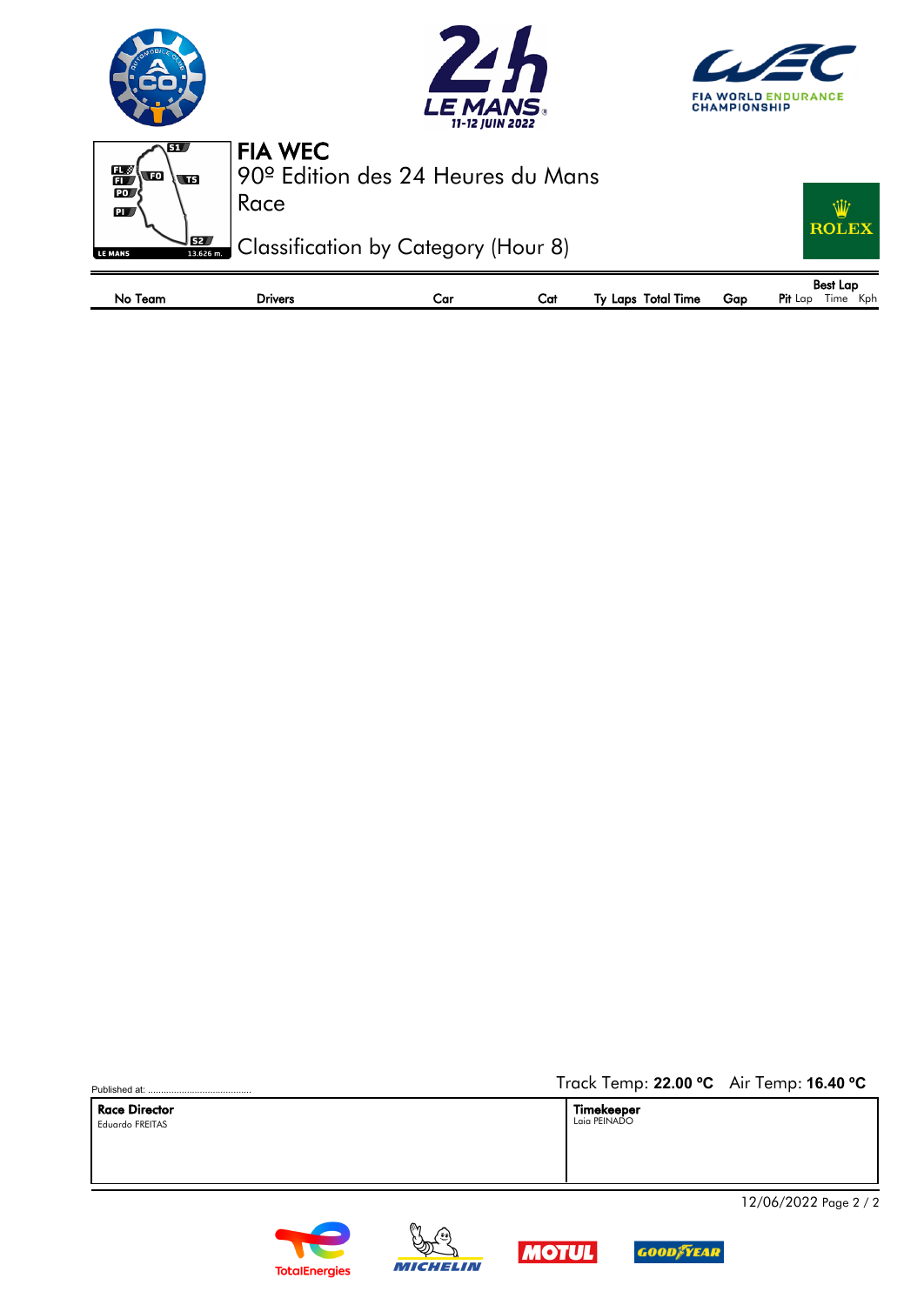# FIA WEC

90º Edition des 24 Heures du Mans

Race

Classification by Category (Hour 8)

| No | Team | Drivers | Car | Cat | Ty | Laps | Total Time | Gap | Pit | Best Lap Lap | Best Lap Time | Best Lap Kph |
|---|---|---|---|---|---|---|---|---|---|---|---|---|

Published at: ........................................

Track Temp: **22.00 ºC** Air Temp: **16.40 ºC**

| **Race Director** | **Timekeeper** |
|---|---|
| Eduardo FREITAS | Laia PEINADO |

12/06/2022